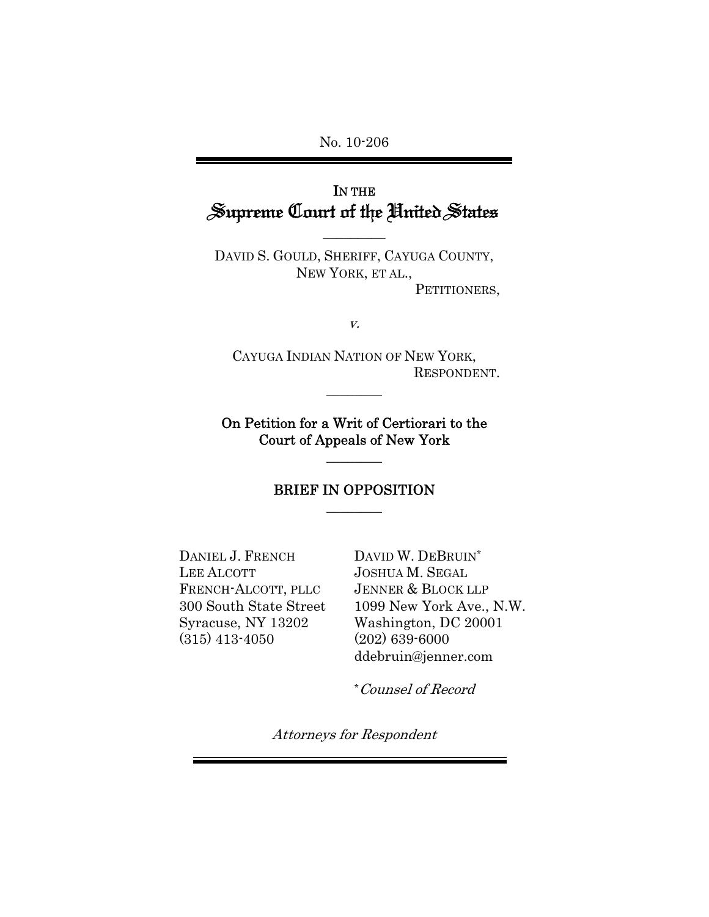No. 10-206

IN THE
# Supreme Court of the United States

---

DAVID S. GOULD, SHERIFF, CAYUGA COUNTY, NEW YORK, ET AL.,
PETITIONERS,

*v.*

CAYUGA INDIAN NATION OF NEW YORK,
RESPONDENT.

---

**On Petition for a Writ of Certiorari to the Court of Appeals of New York**

---

## BRIEF IN OPPOSITION

---

DANIEL J. FRENCH
LEE ALCOTT
FRENCH-ALCOTT, PLLC
300 South State Street
Syracuse, NY 13202
(315) 413-4050

DAVID W. DEBRUIN*
JOSHUA M. SEGAL
JENNER & BLOCK LLP
1099 New York Ave., N.W.
Washington, DC 20001
(202) 639-6000
ddebruin@jenner.com

\* *Counsel of Record*

*Attorneys for Respondent*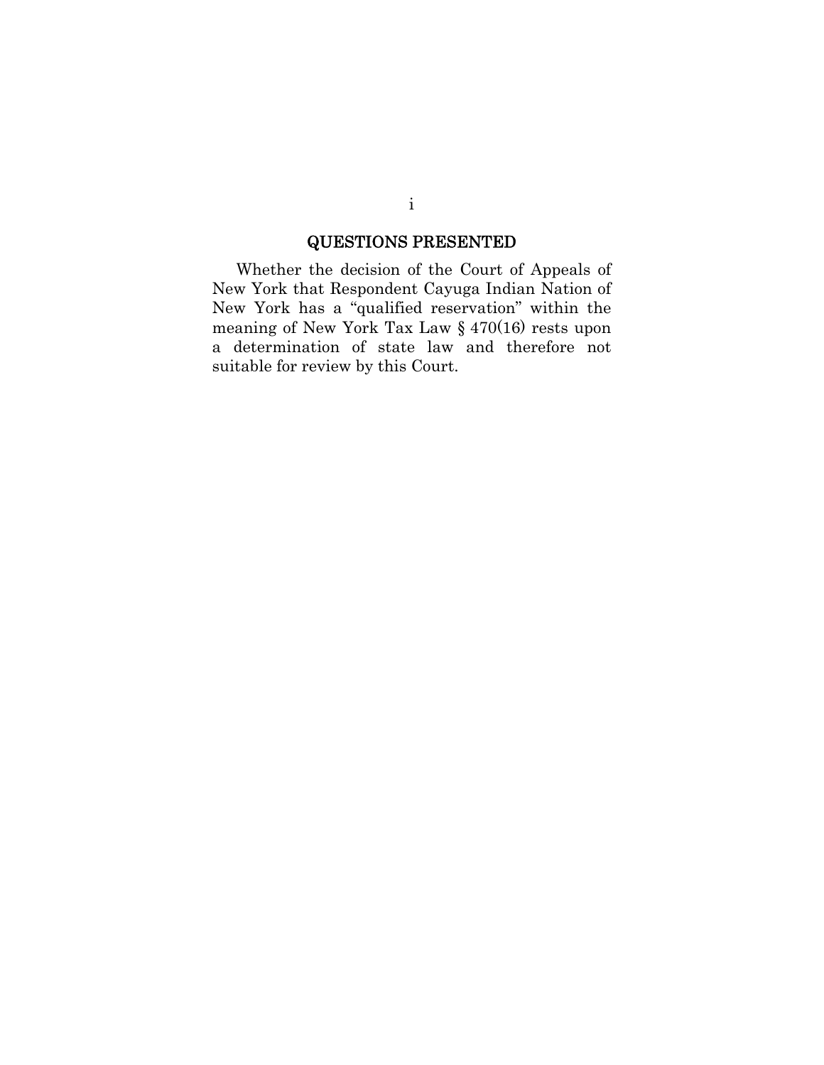## QUESTIONS PRESENTED

Whether the decision of the Court of Appeals of New York that Respondent Cayuga Indian Nation of New York has a "qualified reservation" within the meaning of New York Tax Law § 470(16) rests upon a determination of state law and therefore not suitable for review by this Court.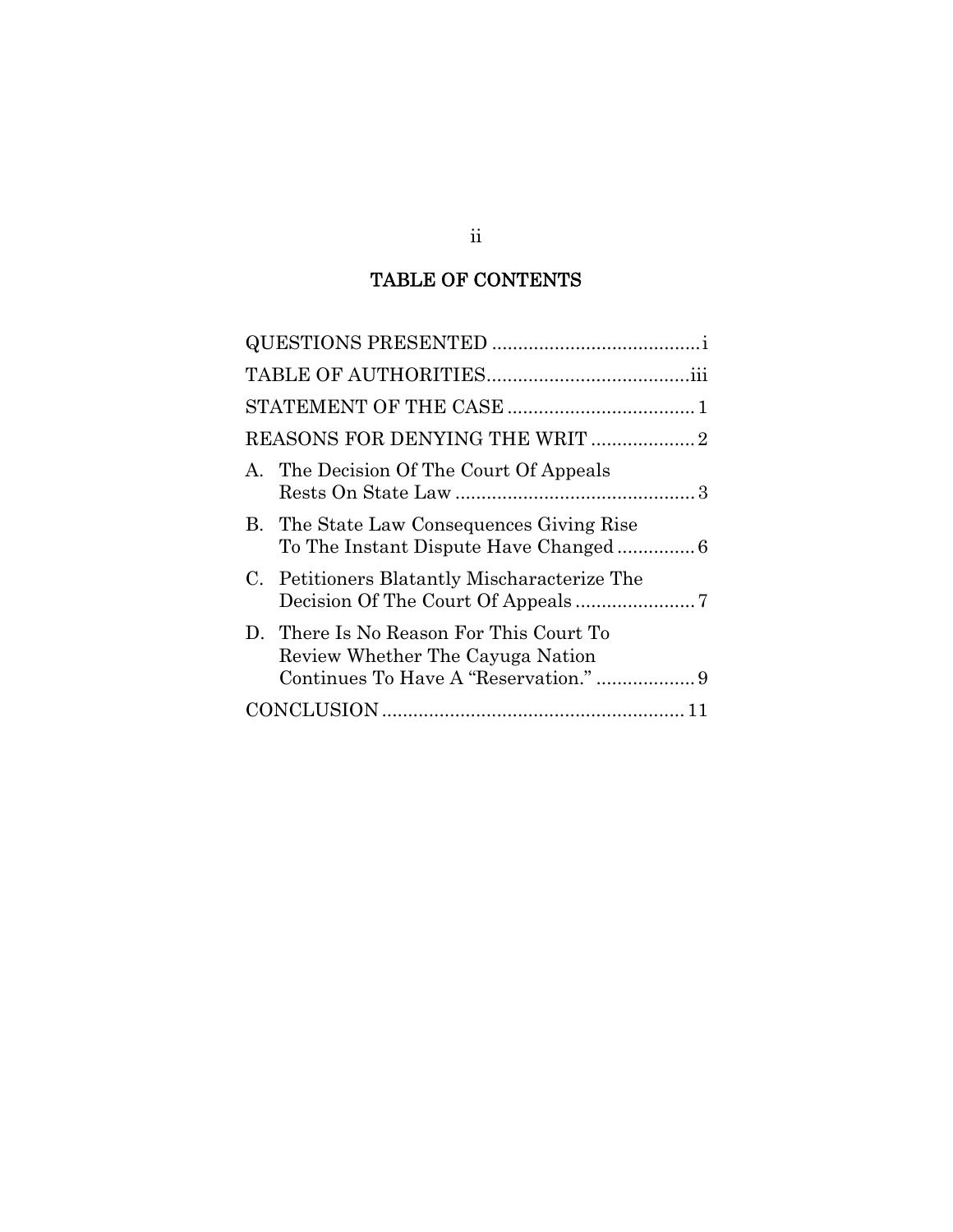## TABLE OF CONTENTS

| | |
|---|---|
| QUESTIONS PRESENTED | i |
| TABLE OF AUTHORITIES | iii |
| STATEMENT OF THE CASE | 1 |
| REASONS FOR DENYING THE WRIT | 2 |
| A. The Decision Of The Court Of Appeals Rests On State Law | 3 |
| B. The State Law Consequences Giving Rise To The Instant Dispute Have Changed | 6 |
| C. Petitioners Blatantly Mischaracterize The Decision Of The Court Of Appeals | 7 |
| D. There Is No Reason For This Court To Review Whether The Cayuga Nation Continues To Have A "Reservation." | 9 |
| CONCLUSION | 11 |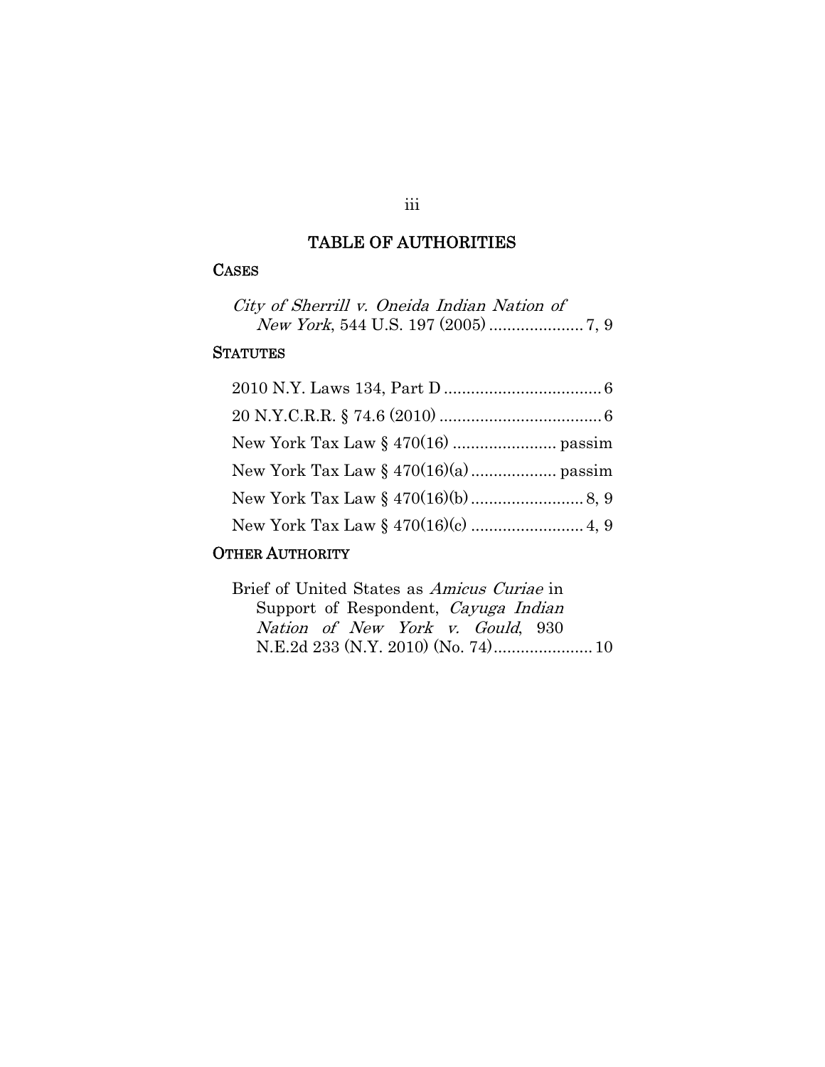# TABLE OF AUTHORITIES

## CASES

*City of Sherrill v. Oneida Indian Nation of New York*, 544 U.S. 197 (2005) ..................... 7, 9

## STATUTES

2010 N.Y. Laws 134, Part D .................................. 6

20 N.Y.C.R.R. § 74.6 (2010) ................................... 6

New York Tax Law § 470(16) ....................... passim

New York Tax Law § 470(16)(a) ................... passim

New York Tax Law § 470(16)(b) ......................... 8, 9

New York Tax Law § 470(16)(c) ......................... 4, 9

## OTHER AUTHORITY

Brief of United States as *Amicus Curiae* in Support of Respondent, *Cayuga Indian Nation of New York v. Gould*, 930 N.E.2d 233 (N.Y. 2010) (No. 74)..................... 10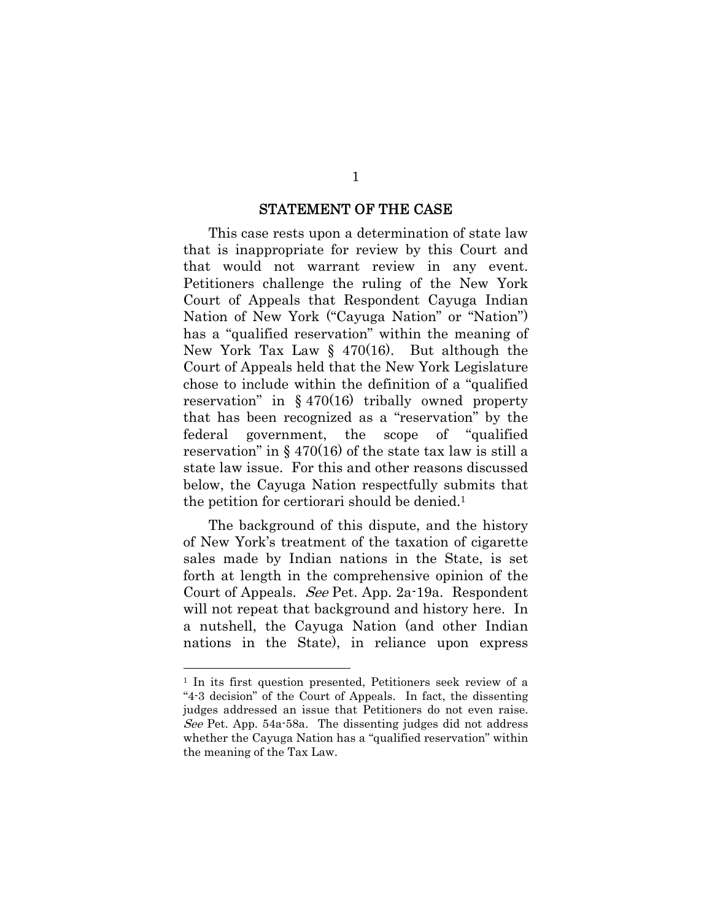## STATEMENT OF THE CASE

This case rests upon a determination of state law that is inappropriate for review by this Court and that would not warrant review in any event. Petitioners challenge the ruling of the New York Court of Appeals that Respondent Cayuga Indian Nation of New York ("Cayuga Nation" or "Nation") has a "qualified reservation" within the meaning of New York Tax Law § 470(16). But although the Court of Appeals held that the New York Legislature chose to include within the definition of a "qualified reservation" in § 470(16) tribally owned property that has been recognized as a "reservation" by the federal government, the scope of "qualified reservation" in § 470(16) of the state tax law is still a state law issue. For this and other reasons discussed below, the Cayuga Nation respectfully submits that the petition for certiorari should be denied.[1]

The background of this dispute, and the history of New York's treatment of the taxation of cigarette sales made by Indian nations in the State, is set forth at length in the comprehensive opinion of the Court of Appeals. *See* Pet. App. 2a-19a. Respondent will not repeat that background and history here. In a nutshell, the Cayuga Nation (and other Indian nations in the State), in reliance upon express

---

[1] In its first question presented, Petitioners seek review of a "4-3 decision" of the Court of Appeals. In fact, the dissenting judges addressed an issue that Petitioners do not even raise. *See* Pet. App. 54a-58a. The dissenting judges did not address whether the Cayuga Nation has a "qualified reservation" within the meaning of the Tax Law.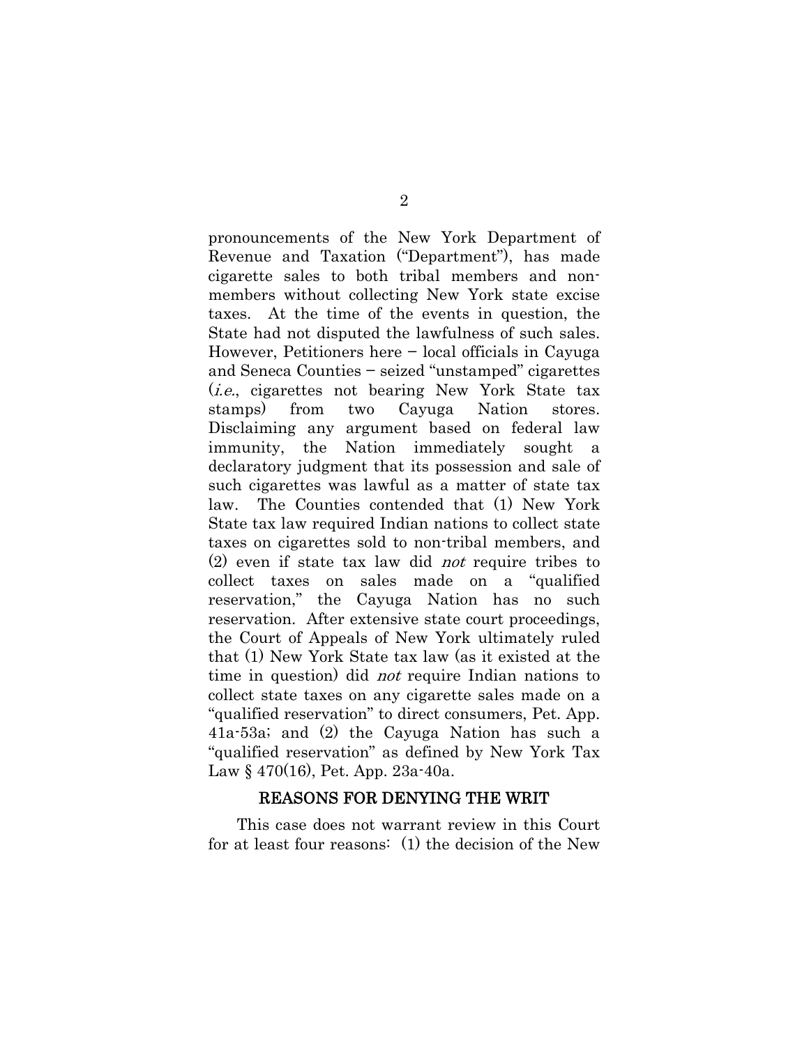pronouncements of the New York Department of Revenue and Taxation ("Department"), has made cigarette sales to both tribal members and non-members without collecting New York state excise taxes. At the time of the events in question, the State had not disputed the lawfulness of such sales. However, Petitioners here – local officials in Cayuga and Seneca Counties – seized "unstamped" cigarettes (*i.e.*, cigarettes not bearing New York State tax stamps) from two Cayuga Nation stores. Disclaiming any argument based on federal law immunity, the Nation immediately sought a declaratory judgment that its possession and sale of such cigarettes was lawful as a matter of state tax law. The Counties contended that (1) New York State tax law required Indian nations to collect state taxes on cigarettes sold to non-tribal members, and (2) even if state tax law did *not* require tribes to collect taxes on sales made on a "qualified reservation," the Cayuga Nation has no such reservation. After extensive state court proceedings, the Court of Appeals of New York ultimately ruled that (1) New York State tax law (as it existed at the time in question) did *not* require Indian nations to collect state taxes on any cigarette sales made on a "qualified reservation" to direct consumers, Pet. App. 41a-53a; and (2) the Cayuga Nation has such a "qualified reservation" as defined by New York Tax Law § 470(16), Pet. App. 23a-40a.

## REASONS FOR DENYING THE WRIT

This case does not warrant review in this Court for at least four reasons: (1) the decision of the New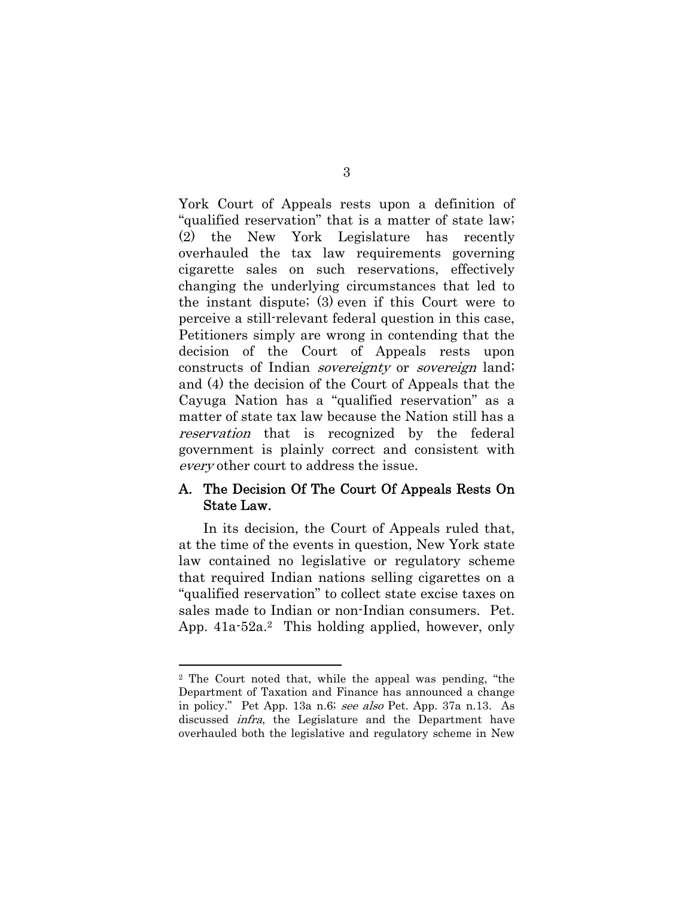York Court of Appeals rests upon a definition of "qualified reservation" that is a matter of state law; (2) the New York Legislature has recently overhauled the tax law requirements governing cigarette sales on such reservations, effectively changing the underlying circumstances that led to the instant dispute; (3) even if this Court were to perceive a still-relevant federal question in this case, Petitioners simply are wrong in contending that the decision of the Court of Appeals rests upon constructs of Indian *sovereignty* or *sovereign* land; and (4) the decision of the Court of Appeals that the Cayuga Nation has a "qualified reservation" as a matter of state tax law because the Nation still has a *reservation* that is recognized by the federal government is plainly correct and consistent with *every* other court to address the issue.

### A. The Decision Of The Court Of Appeals Rests On State Law.

In its decision, the Court of Appeals ruled that, at the time of the events in question, New York state law contained no legislative or regulatory scheme that required Indian nations selling cigarettes on a "qualified reservation" to collect state excise taxes on sales made to Indian or non-Indian consumers. Pet. App. 41a-52a.[2] This holding applied, however, only

---

[2] The Court noted that, while the appeal was pending, "the Department of Taxation and Finance has announced a change in policy." Pet App. 13a n.6; *see also* Pet. App. 37a n.13. As discussed *infra*, the Legislature and the Department have overhauled both the legislative and regulatory scheme in New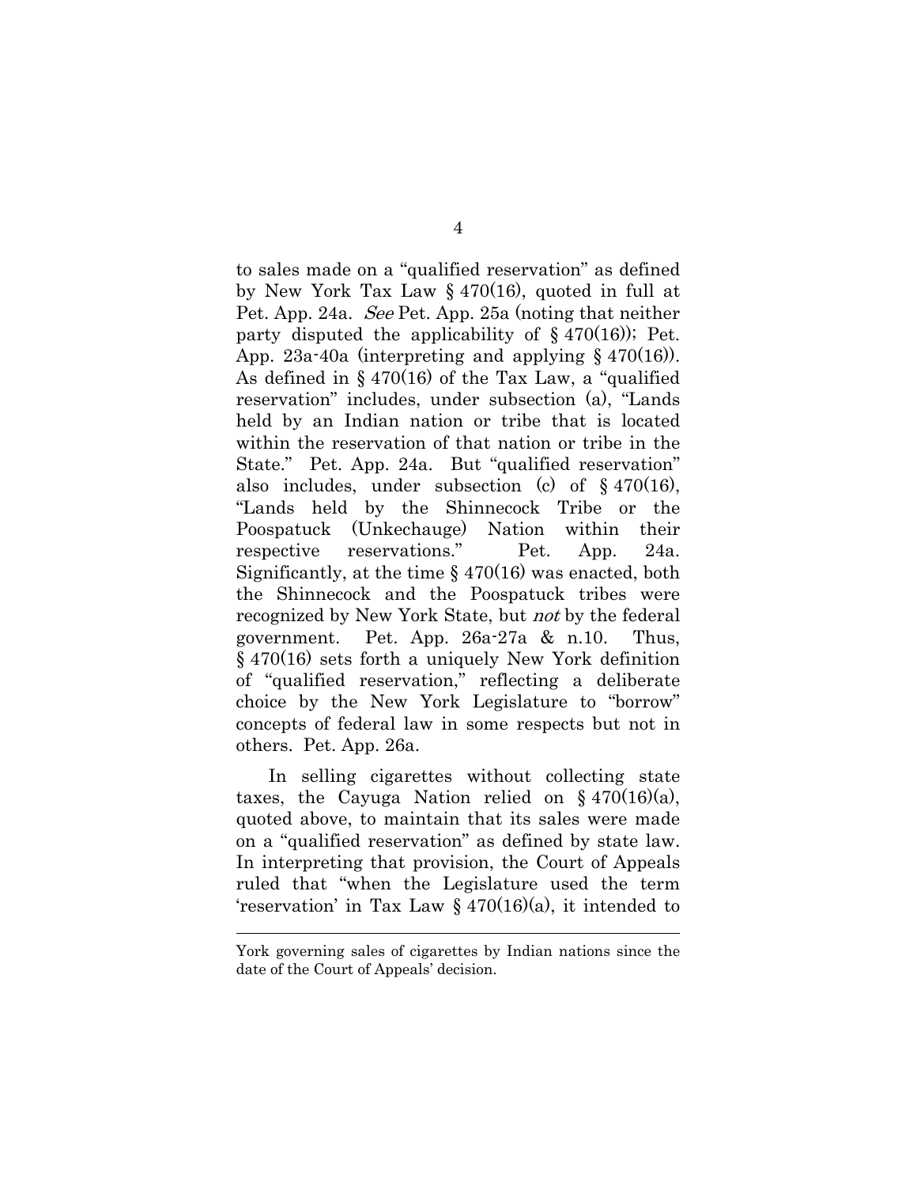to sales made on a "qualified reservation" as defined by New York Tax Law § 470(16), quoted in full at Pet. App. 24a. *See* Pet. App. 25a (noting that neither party disputed the applicability of § 470(16)); Pet. App. 23a-40a (interpreting and applying § 470(16)). As defined in § 470(16) of the Tax Law, a "qualified reservation" includes, under subsection (a), "Lands held by an Indian nation or tribe that is located within the reservation of that nation or tribe in the State." Pet. App. 24a. But "qualified reservation" also includes, under subsection (c) of § 470(16), "Lands held by the Shinnecock Tribe or the Poospatuck (Unkechauge) Nation within their respective reservations." Pet. App. 24a. Significantly, at the time § 470(16) was enacted, both the Shinnecock and the Poospatuck tribes were recognized by New York State, but *not* by the federal government. Pet. App. 26a-27a & n.10. Thus, § 470(16) sets forth a uniquely New York definition of "qualified reservation," reflecting a deliberate choice by the New York Legislature to "borrow" concepts of federal law in some respects but not in others. Pet. App. 26a.

In selling cigarettes without collecting state taxes, the Cayuga Nation relied on § 470(16)(a), quoted above, to maintain that its sales were made on a "qualified reservation" as defined by state law. In interpreting that provision, the Court of Appeals ruled that "when the Legislature used the term 'reservation' in Tax Law § 470(16)(a), it intended to

York governing sales of cigarettes by Indian nations since the date of the Court of Appeals' decision.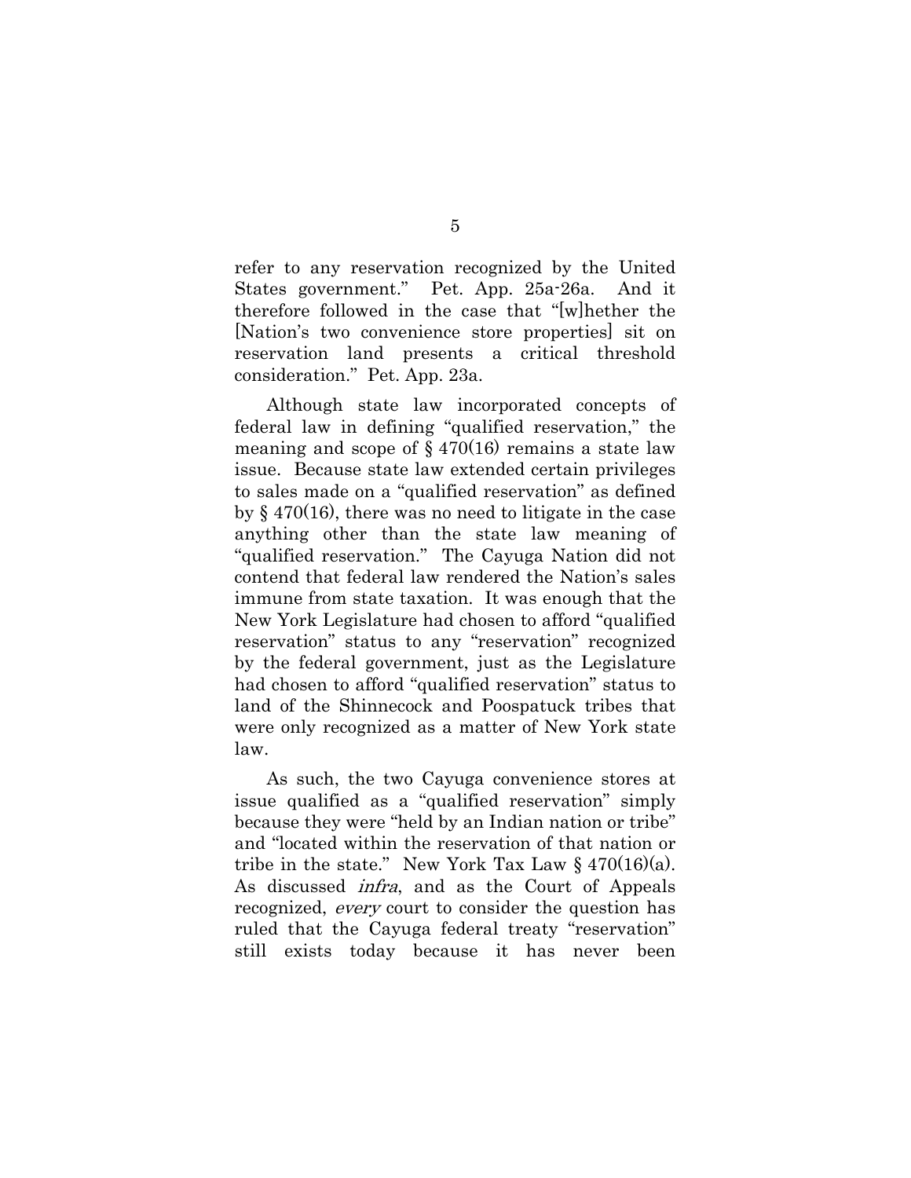refer to any reservation recognized by the United States government." Pet. App. 25a-26a. And it therefore followed in the case that "[w]hether the [Nation's two convenience store properties] sit on reservation land presents a critical threshold consideration." Pet. App. 23a.

Although state law incorporated concepts of federal law in defining "qualified reservation," the meaning and scope of § 470(16) remains a state law issue. Because state law extended certain privileges to sales made on a "qualified reservation" as defined by § 470(16), there was no need to litigate in the case anything other than the state law meaning of "qualified reservation." The Cayuga Nation did not contend that federal law rendered the Nation's sales immune from state taxation. It was enough that the New York Legislature had chosen to afford "qualified reservation" status to any "reservation" recognized by the federal government, just as the Legislature had chosen to afford "qualified reservation" status to land of the Shinnecock and Poospatuck tribes that were only recognized as a matter of New York state law.

As such, the two Cayuga convenience stores at issue qualified as a "qualified reservation" simply because they were "held by an Indian nation or tribe" and "located within the reservation of that nation or tribe in the state." New York Tax Law § 470(16)(a). As discussed *infra*, and as the Court of Appeals recognized, *every* court to consider the question has ruled that the Cayuga federal treaty "reservation" still exists today because it has never been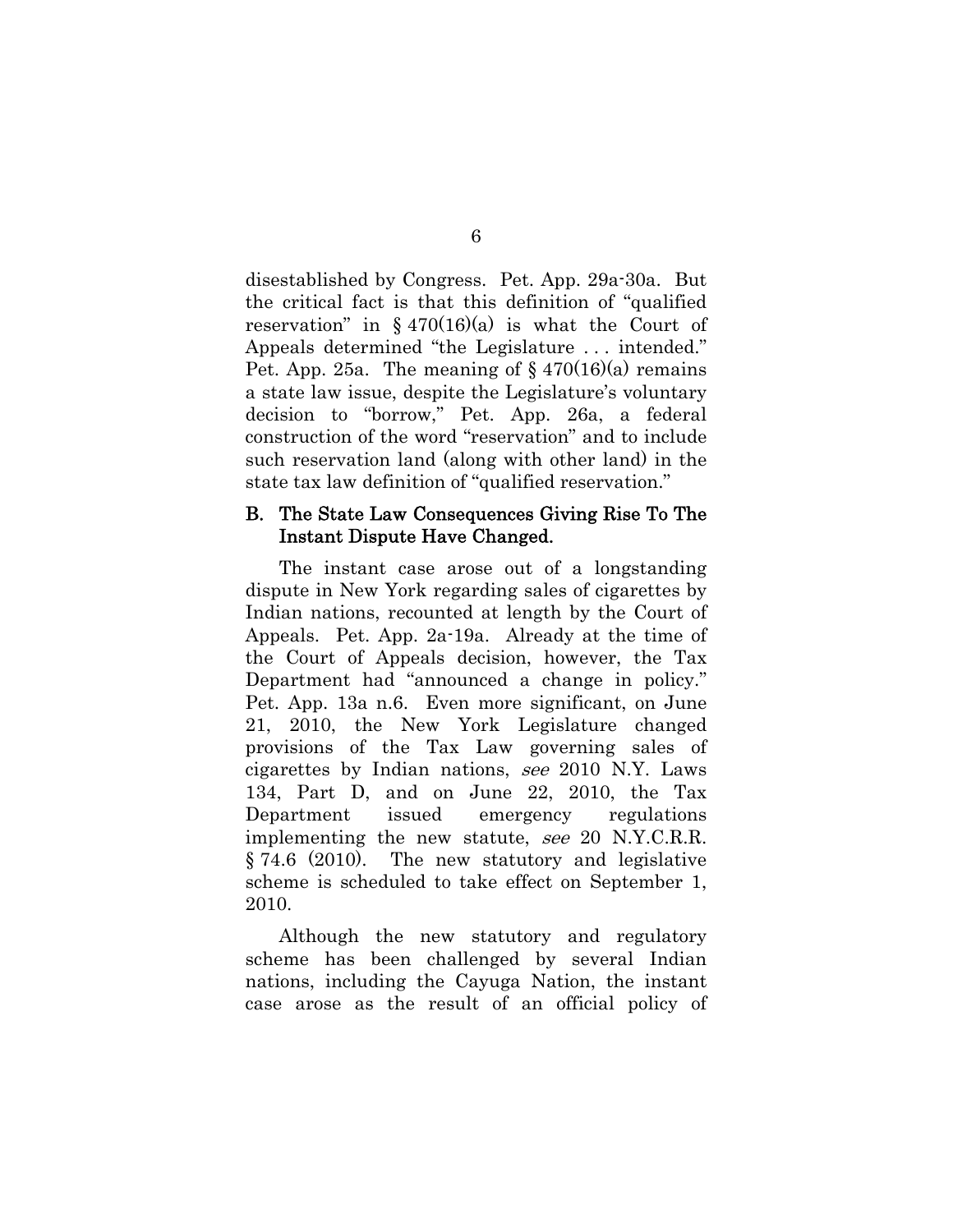disestablished by Congress. Pet. App. 29a-30a. But the critical fact is that this definition of "qualified reservation" in § 470(16)(a) is what the Court of Appeals determined "the Legislature . . . intended." Pet. App. 25a. The meaning of § 470(16)(a) remains a state law issue, despite the Legislature's voluntary decision to "borrow," Pet. App. 26a, a federal construction of the word "reservation" and to include such reservation land (along with other land) in the state tax law definition of "qualified reservation."

### B. The State Law Consequences Giving Rise To The Instant Dispute Have Changed.

The instant case arose out of a longstanding dispute in New York regarding sales of cigarettes by Indian nations, recounted at length by the Court of Appeals. Pet. App. 2a-19a. Already at the time of the Court of Appeals decision, however, the Tax Department had "announced a change in policy." Pet. App. 13a n.6. Even more significant, on June 21, 2010, the New York Legislature changed provisions of the Tax Law governing sales of cigarettes by Indian nations, *see* 2010 N.Y. Laws 134, Part D, and on June 22, 2010, the Tax Department issued emergency regulations implementing the new statute, *see* 20 N.Y.C.R.R. § 74.6 (2010). The new statutory and legislative scheme is scheduled to take effect on September 1, 2010.

Although the new statutory and regulatory scheme has been challenged by several Indian nations, including the Cayuga Nation, the instant case arose as the result of an official policy of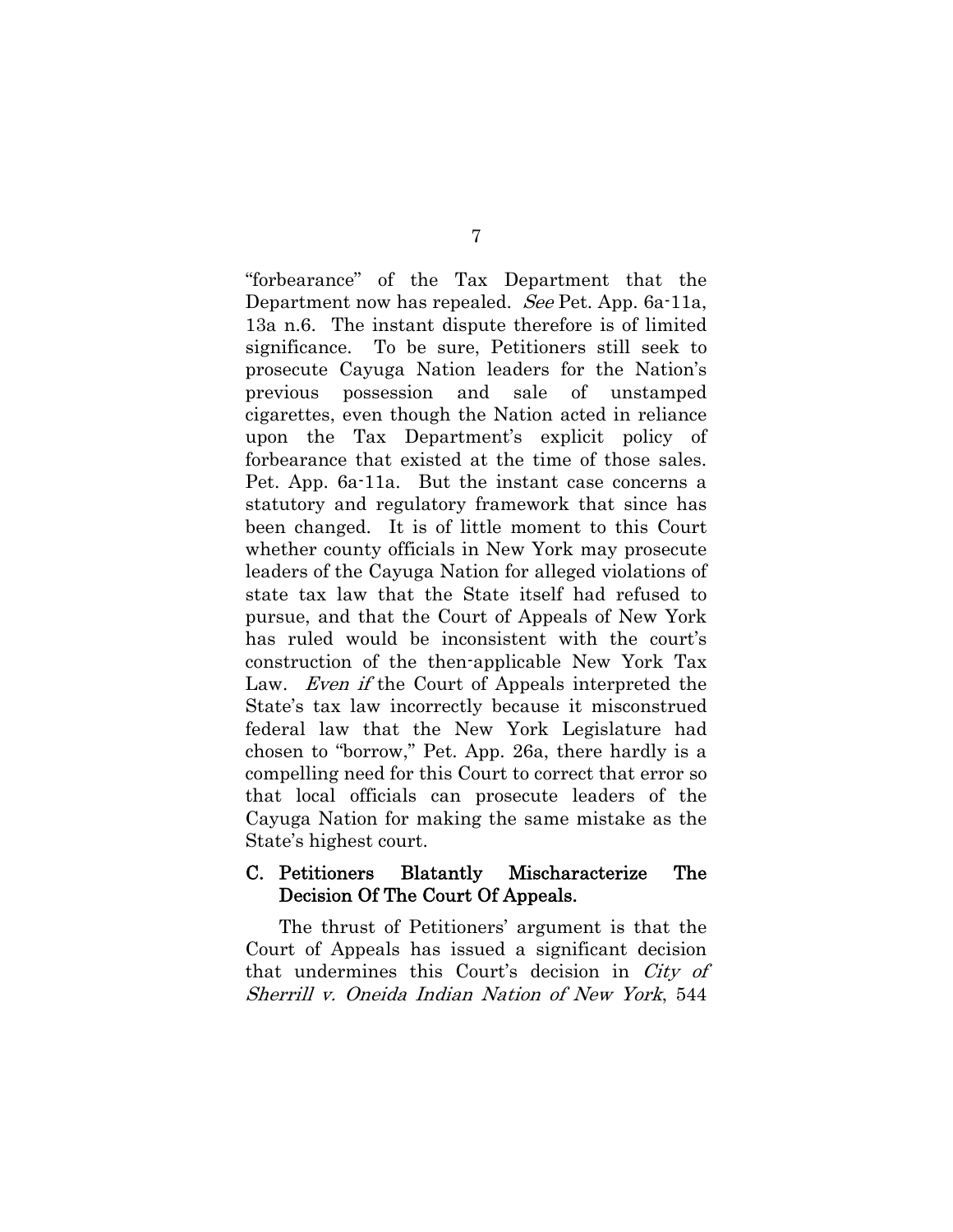"forbearance" of the Tax Department that the Department now has repealed. *See* Pet. App. 6a-11a, 13a n.6. The instant dispute therefore is of limited significance. To be sure, Petitioners still seek to prosecute Cayuga Nation leaders for the Nation's previous possession and sale of unstamped cigarettes, even though the Nation acted in reliance upon the Tax Department's explicit policy of forbearance that existed at the time of those sales. Pet. App. 6a-11a. But the instant case concerns a statutory and regulatory framework that since has been changed. It is of little moment to this Court whether county officials in New York may prosecute leaders of the Cayuga Nation for alleged violations of state tax law that the State itself had refused to pursue, and that the Court of Appeals of New York has ruled would be inconsistent with the court's construction of the then-applicable New York Tax Law. *Even if* the Court of Appeals interpreted the State's tax law incorrectly because it misconstrued federal law that the New York Legislature had chosen to "borrow," Pet. App. 26a, there hardly is a compelling need for this Court to correct that error so that local officials can prosecute leaders of the Cayuga Nation for making the same mistake as the State's highest court.

### C. Petitioners Blatantly Mischaracterize The Decision Of The Court Of Appeals.

The thrust of Petitioners' argument is that the Court of Appeals has issued a significant decision that undermines this Court's decision in *City of Sherrill v. Oneida Indian Nation of New York*, 544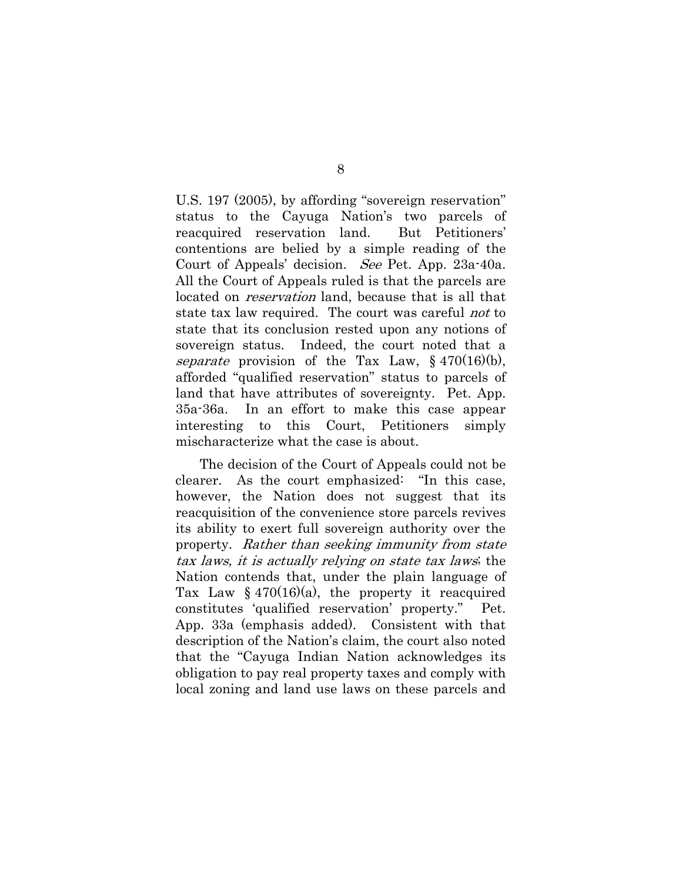U.S. 197 (2005), by affording "sovereign reservation" status to the Cayuga Nation's two parcels of reacquired reservation land. But Petitioners' contentions are belied by a simple reading of the Court of Appeals' decision. *See* Pet. App. 23a-40a. All the Court of Appeals ruled is that the parcels are located on *reservation* land, because that is all that state tax law required. The court was careful *not* to state that its conclusion rested upon any notions of sovereign status. Indeed, the court noted that a *separate* provision of the Tax Law, § 470(16)(b), afforded "qualified reservation" status to parcels of land that have attributes of sovereignty. Pet. App. 35a-36a. In an effort to make this case appear interesting to this Court, Petitioners simply mischaracterize what the case is about.

The decision of the Court of Appeals could not be clearer. As the court emphasized: "In this case, however, the Nation does not suggest that its reacquisition of the convenience store parcels revives its ability to exert full sovereign authority over the property. *Rather than seeking immunity from state tax laws, it is actually relying on state tax laws*; the Nation contends that, under the plain language of Tax Law § 470(16)(a), the property it reacquired constitutes 'qualified reservation' property." Pet. App. 33a (emphasis added). Consistent with that description of the Nation's claim, the court also noted that the "Cayuga Indian Nation acknowledges its obligation to pay real property taxes and comply with local zoning and land use laws on these parcels and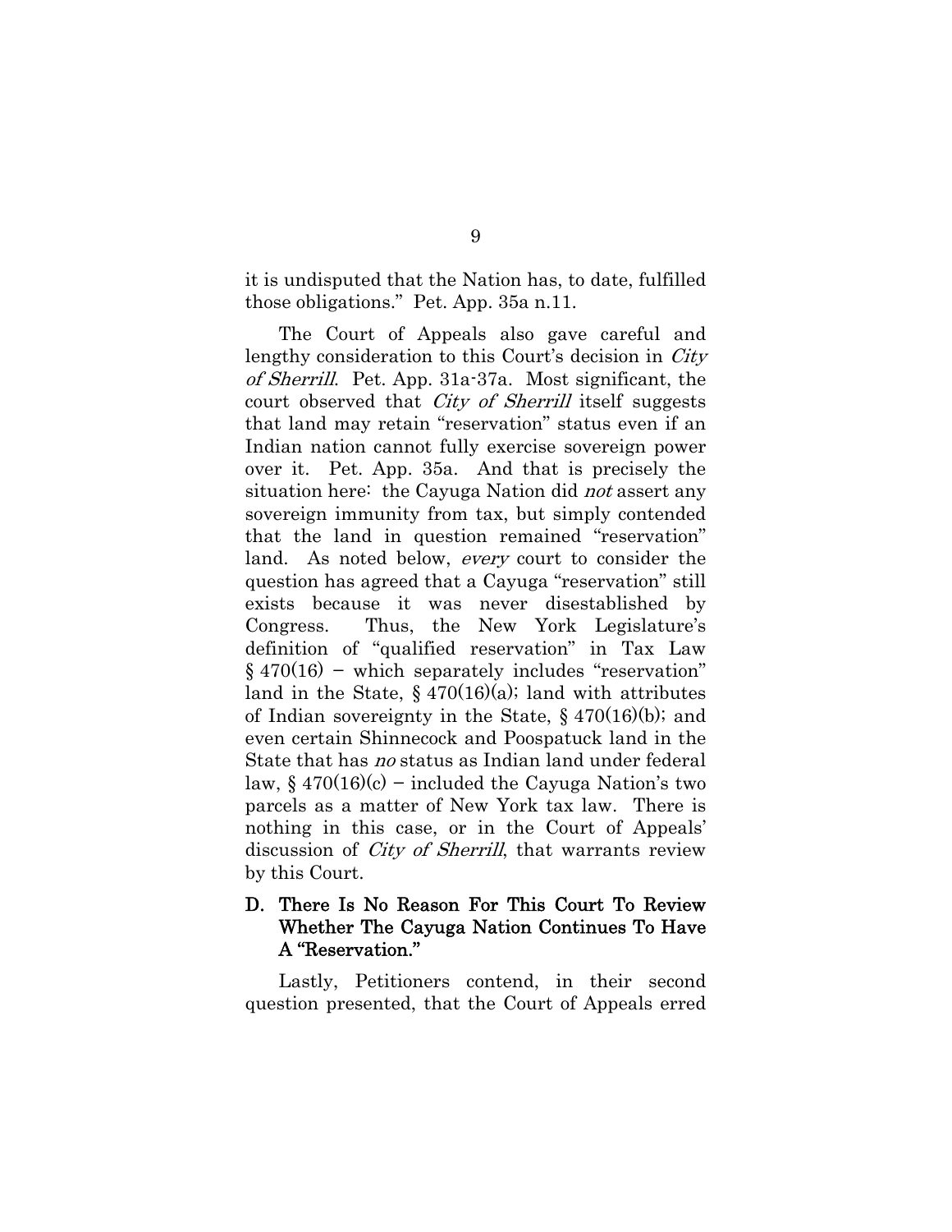it is undisputed that the Nation has, to date, fulfilled those obligations." Pet. App. 35a n.11.

The Court of Appeals also gave careful and lengthy consideration to this Court's decision in *City of Sherrill*. Pet. App. 31a-37a. Most significant, the court observed that *City of Sherrill* itself suggests that land may retain "reservation" status even if an Indian nation cannot fully exercise sovereign power over it. Pet. App. 35a. And that is precisely the situation here: the Cayuga Nation did *not* assert any sovereign immunity from tax, but simply contended that the land in question remained "reservation" land. As noted below, *every* court to consider the question has agreed that a Cayuga "reservation" still exists because it was never disestablished by Congress. Thus, the New York Legislature's definition of "qualified reservation" in Tax Law § 470(16) – which separately includes "reservation" land in the State, § 470(16)(a); land with attributes of Indian sovereignty in the State, § 470(16)(b); and even certain Shinnecock and Poospatuck land in the State that has *no* status as Indian land under federal law, § 470(16)(c) – included the Cayuga Nation's two parcels as a matter of New York tax law. There is nothing in this case, or in the Court of Appeals' discussion of *City of Sherrill*, that warrants review by this Court.

### D. There Is No Reason For This Court To Review Whether The Cayuga Nation Continues To Have A "Reservation."

Lastly, Petitioners contend, in their second question presented, that the Court of Appeals erred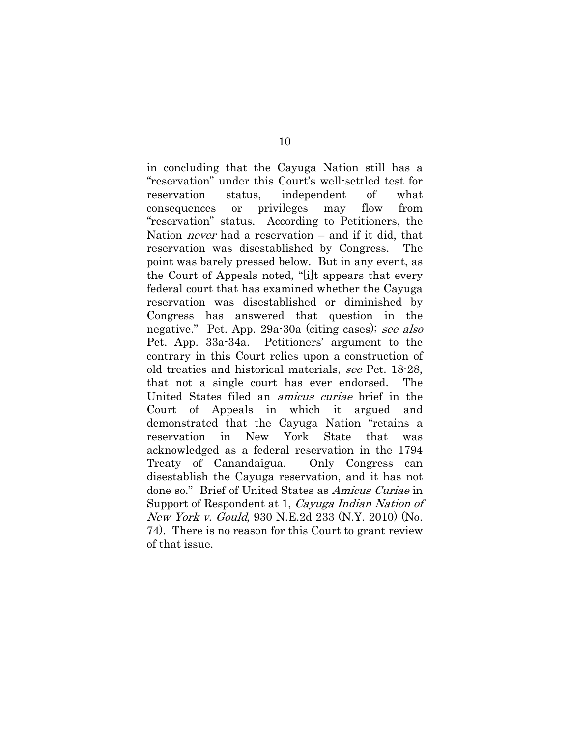in concluding that the Cayuga Nation still has a "reservation" under this Court's well-settled test for reservation status, independent of what consequences or privileges may flow from "reservation" status. According to Petitioners, the Nation *never* had a reservation – and if it did, that reservation was disestablished by Congress. The point was barely pressed below. But in any event, as the Court of Appeals noted, "[i]t appears that every federal court that has examined whether the Cayuga reservation was disestablished or diminished by Congress has answered that question in the negative." Pet. App. 29a-30a (citing cases); *see also* Pet. App. 33a-34a. Petitioners' argument to the contrary in this Court relies upon a construction of old treaties and historical materials, *see* Pet. 18-28, that not a single court has ever endorsed. The United States filed an *amicus curiae* brief in the Court of Appeals in which it argued and demonstrated that the Cayuga Nation "retains a reservation in New York State that was acknowledged as a federal reservation in the 1794 Treaty of Canandaigua. Only Congress can disestablish the Cayuga reservation, and it has not done so." Brief of United States as *Amicus Curiae* in Support of Respondent at 1, *Cayuga Indian Nation of New York v. Gould*, 930 N.E.2d 233 (N.Y. 2010) (No. 74). There is no reason for this Court to grant review of that issue.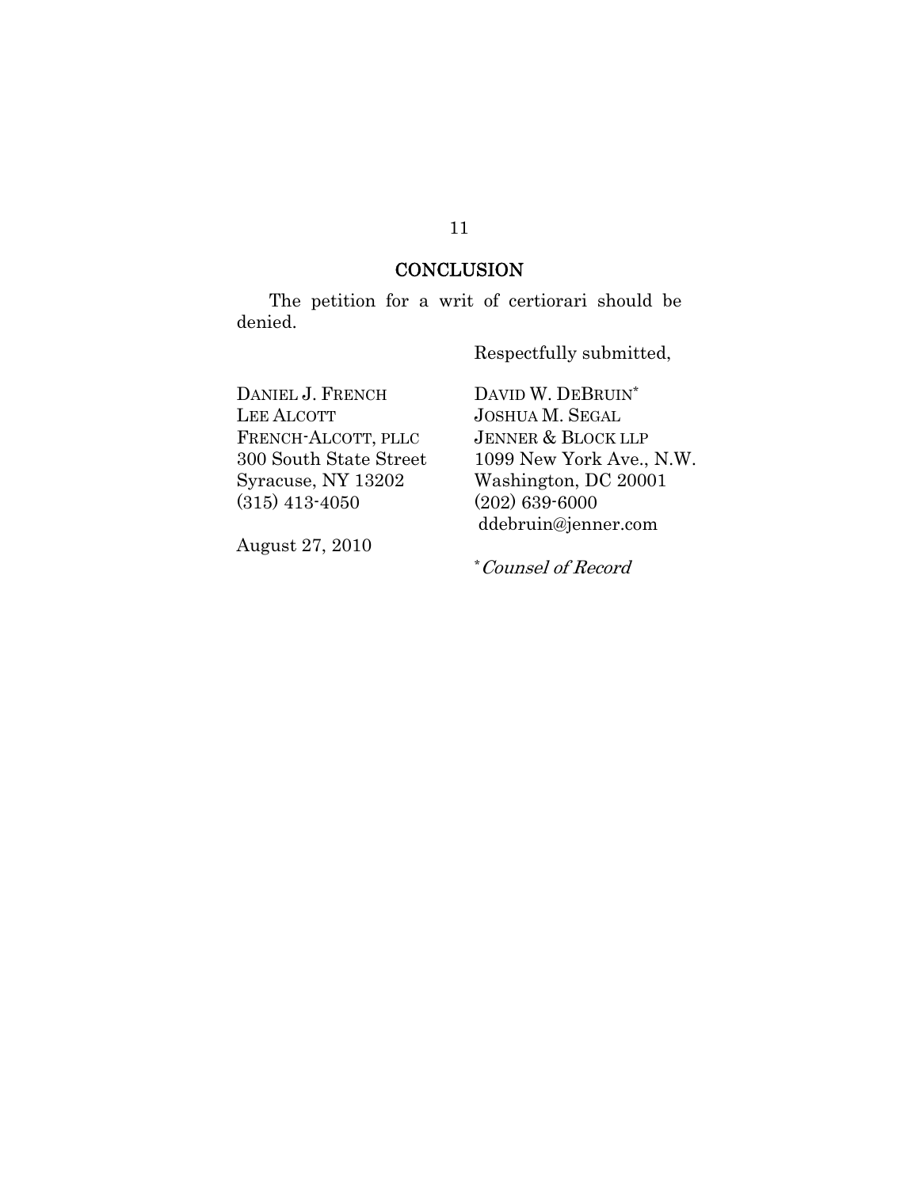## CONCLUSION

The petition for a writ of certiorari should be denied.

Respectfully submitted,

DANIEL J. FRENCH
LEE ALCOTT
FRENCH-ALCOTT, PLLC
300 South State Street
Syracuse, NY 13202
(315) 413-4050

August 27, 2010

DAVID W. DEBRUIN*
JOSHUA M. SEGAL
JENNER & BLOCK LLP
1099 New York Ave., N.W.
Washington, DC 20001
(202) 639-6000
ddebruin@jenner.com

*\* Counsel of Record*